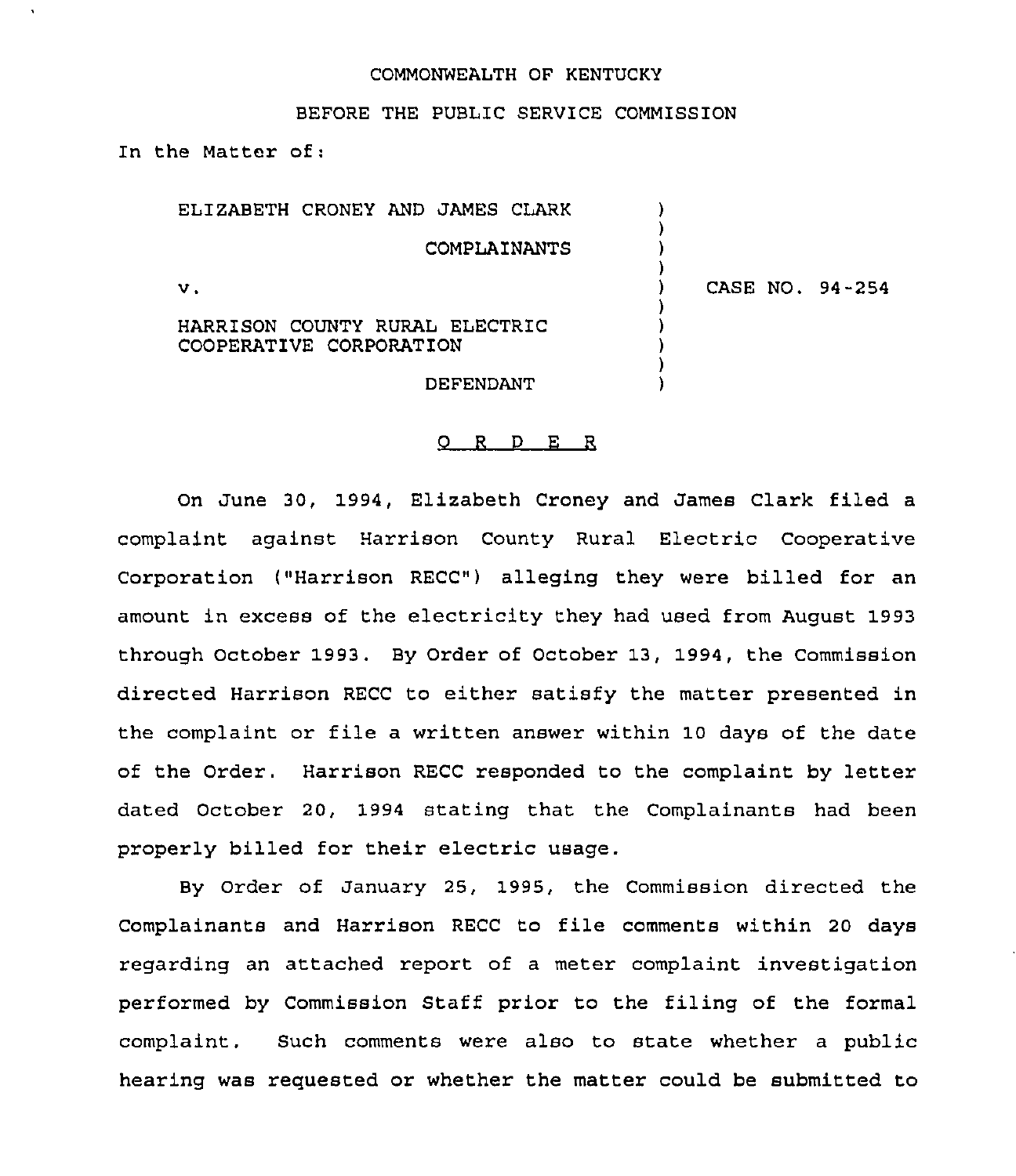COMMONWEALTH OF KENTUCKY

BEFORE THE PUBLIC SERVICE COMMISSION

In the Matter of:

| | |
|---|---|
| ELIZABETH CRONEY AND JAMES CLARK<br><br>COMPLAINANTS<br><br>v.<br><br>HARRISON COUNTY RURAL ELECTRIC COOPERATIVE CORPORATION<br><br>DEFENDANT | CASE NO. 94-254 |

## O R D E R

On June 30, 1994, Elizabeth Croney and James Clark filed a complaint against Harrison County Rural Electric Cooperative Corporation ("Harrison RECC") alleging they were billed for an amount in excess of the electricity they had used from August 1993 through October 1993. By Order of October 13, 1994, the Commission directed Harrison RECC to either satisfy the matter presented in the complaint or file a written answer within 10 days of the date of the Order. Harrison RECC responded to the complaint by letter dated October 20, 1994 stating that the Complainants had been properly billed for their electric usage.

By Order of January 25, 1995, the Commission directed the Complainants and Harrison RECC to file comments within 20 days regarding an attached report of a meter complaint investigation performed by Commission Staff prior to the filing of the formal complaint. Such comments were also to state whether a public hearing was requested or whether the matter could be submitted to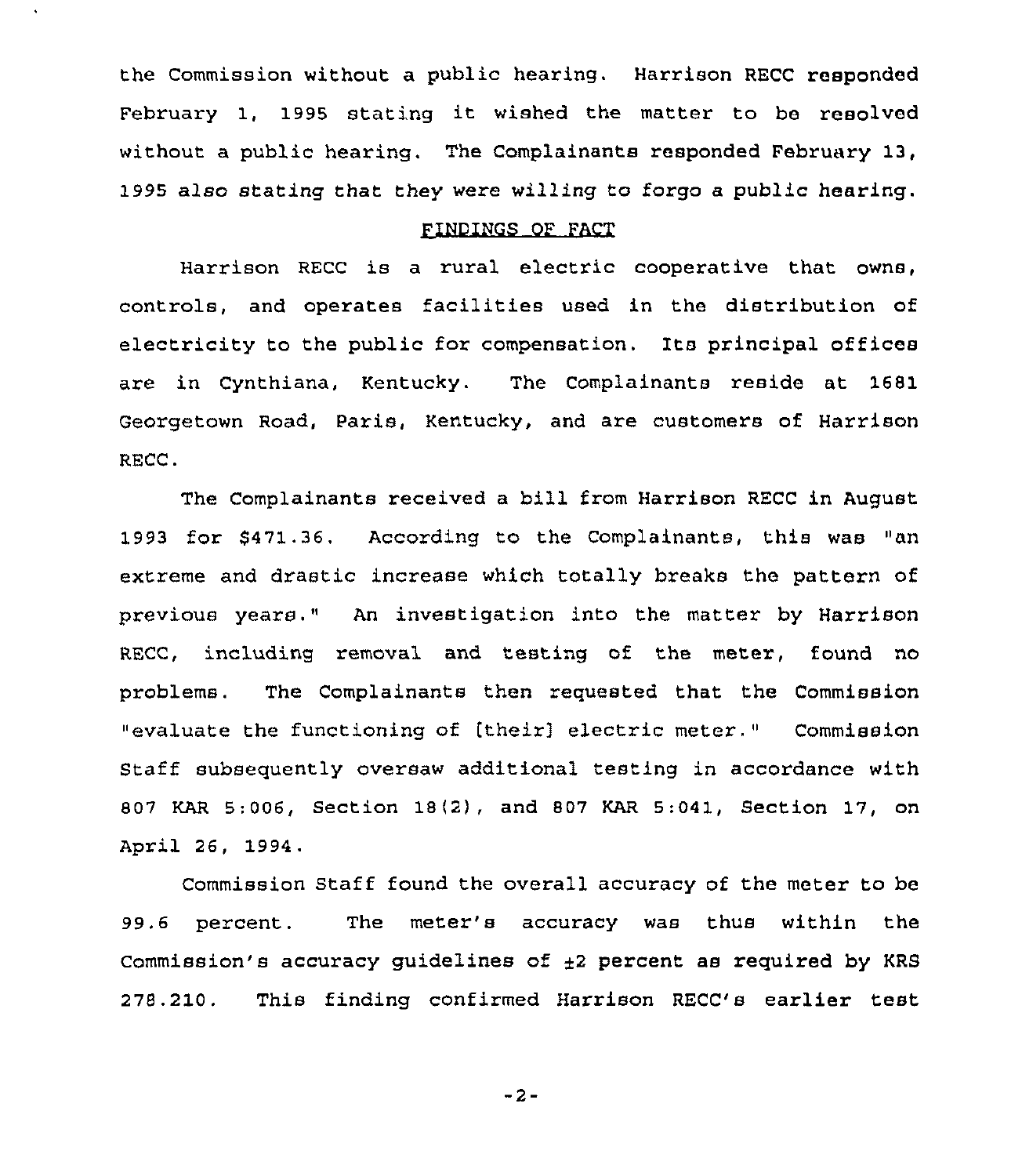the Commission without a public hearing. Harrison RECC responded February 1, 1995 stating it wished the matter to be resolved without a public hearing. The Complainants responded February 13, 1995 also stating that they were willing to forgo a public hearing.

## FINDINGS OF FACT

Harrison RECC is a rural electric cooperative that owns, controls, and operates facilities used in the distribution of electricity to the public for compensation. Its principal offices are in Cynthiana, Kentucky. The Complainants reside at 1681 Georgetown Road, Paris, Kentucky, and are customers of Harrison RECC.

The Complainants received a bill from Harrison RECC in August 1993 for $471.36. According to the Complainants, this was "an extreme and drastic increase which totally breaks the pattern of previous years." An investigation into the matter by Harrison RECC, including removal and testing of the meter, found no problems. The Complainants then requested that the Commission "evaluate the functioning of [their] electric meter." Commission Staff subsequently oversaw additional testing in accordance with 807 KAR 5:006, Section 18(2), and 807 KAR 5:041, Section 17, on April 26, 1994.

Commission Staff found the overall accuracy of the meter to be 99.6 percent. The meter's accuracy was thus within the Commission's accuracy guidelines of $\pm 2$ percent as required by KRS 278.210. This finding confirmed Harrison RECC's earlier test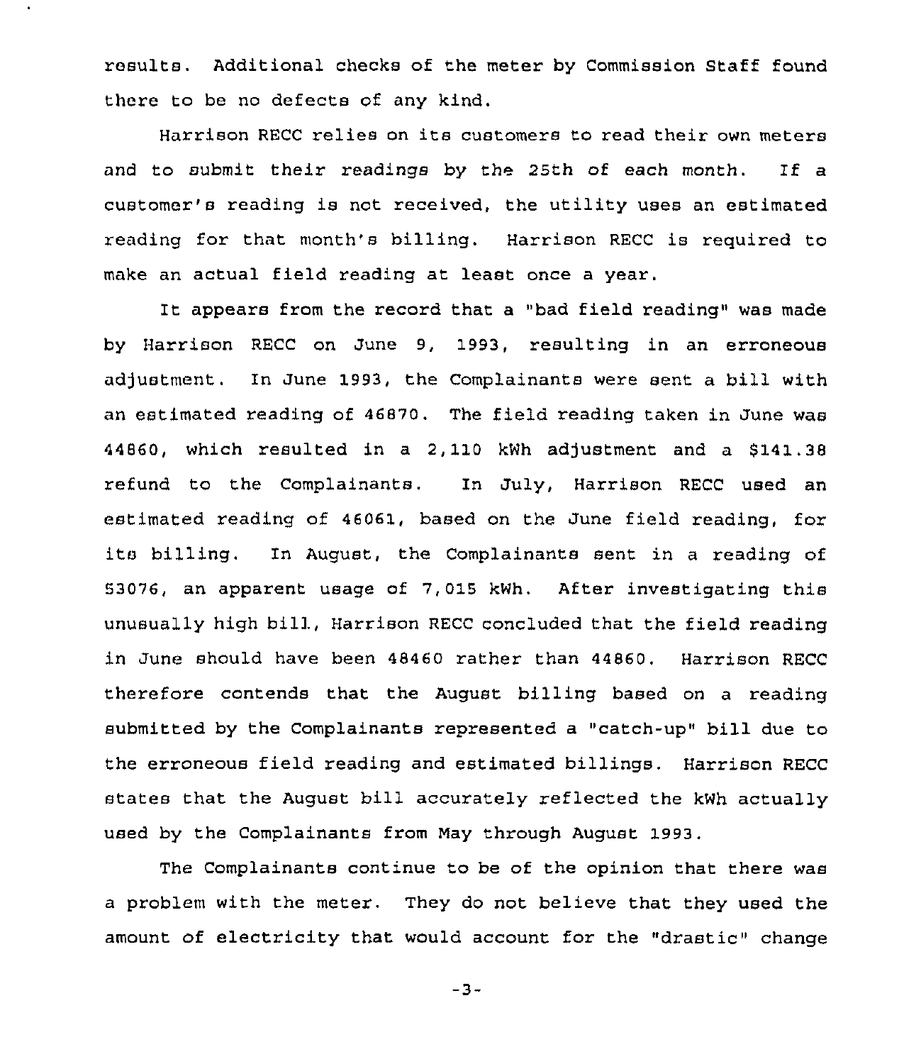results. Additional checks of the meter by Commission Staff found there to be no defects of any kind.

Harrison RECC relies on its customers to read their own meters and to submit their readings by the 25th of each month. If a customer's reading is not received, the utility uses an estimated reading for that month's billing. Harrison RECC is required to make an actual field reading at least once a year.

It appears from the record that a "bad field reading" was made by Harrison RECC on June 9, 1993, resulting in an erroneous adjustment. In June 1993, the Complainants were sent a bill with an estimated reading of 46870. The field reading taken in June was 44860, which resulted in a 2,110 kWh adjustment and a $141.38 refund to the Complainants. In July, Harrison RECC used an estimated reading of 46061, based on the June field reading, for its billing. In August, the Complainants sent in a reading of 53076, an apparent usage of 7,015 kWh. After investigating this unusually high bill, Harrison RECC concluded that the field reading in June should have been 48460 rather than 44860. Harrison RECC therefore contends that the August billing based on a reading submitted by the Complainants represented a "catch-up" bill due to the erroneous field reading and estimated billings. Harrison RECC states that the August bill accurately reflected the kWh actually used by the Complainants from May through August 1993.

The Complainants continue to be of the opinion that there was a problem with the meter. They do not believe that they used the amount of electricity that would account for the "drastic" change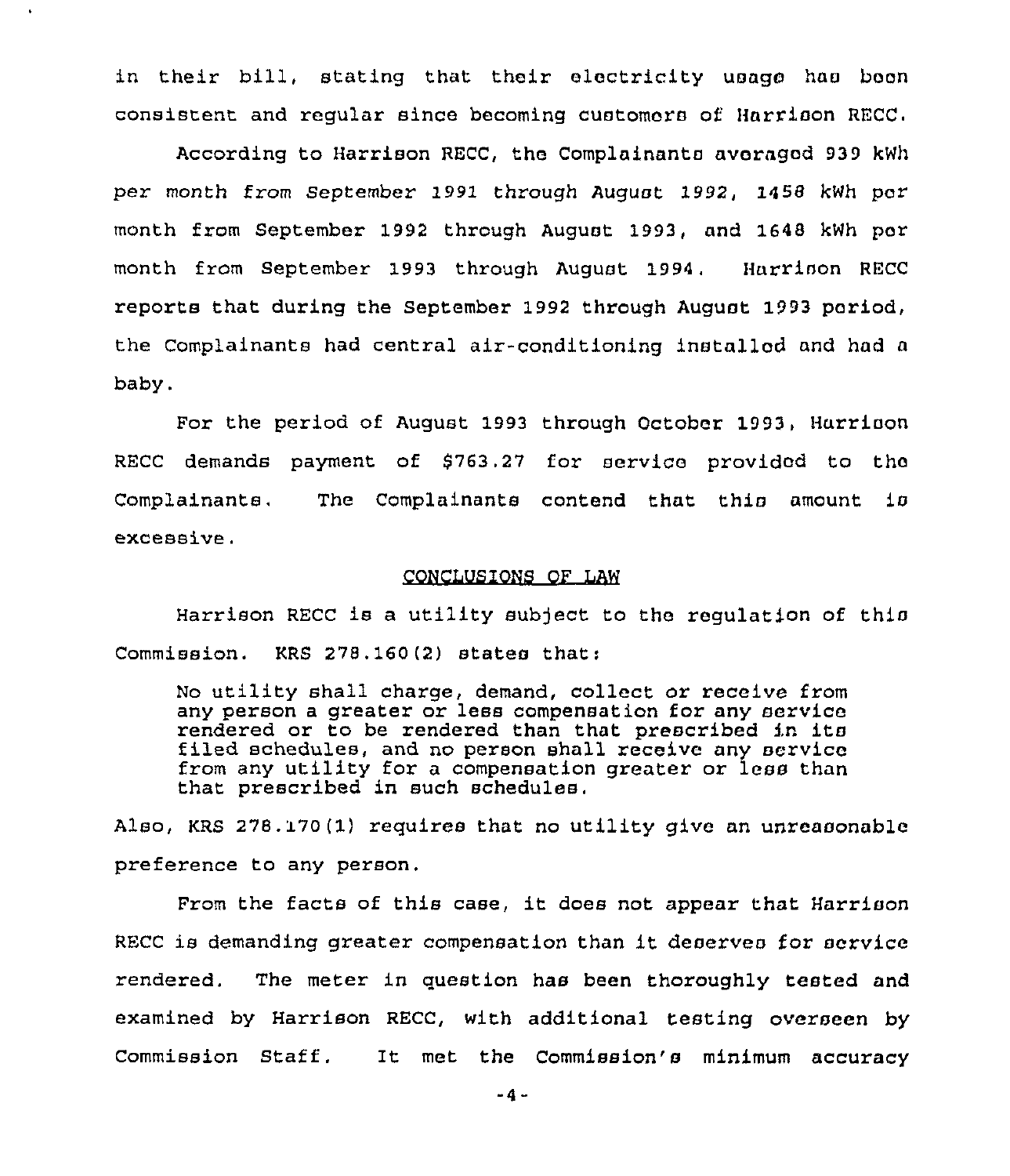in their bill, stating that their electricity usage has been consistent and regular since becoming customers of Harrison RECC.

According to Harrison RECC, the Complainants averaged 939 kWh per month from September 1991 through August 1992, 1458 kWh per month from September 1992 through August 1993, and 1648 kWh per month from September 1993 through August 1994. Harrison RECC reports that during the September 1992 through August 1993 period, the Complainants had central air-conditioning installed and had a baby.

For the period of August 1993 through October 1993, Harrison RECC demands payment of $763.27 for service provided to the Complainants. The Complainants contend that this amount is excessive.

## CONCLUSIONS OF LAW

Harrison RECC is a utility subject to the regulation of this Commission. KRS 278.160(2) states that:

> No utility shall charge, demand, collect or receive from any person a greater or less compensation for any service rendered or to be rendered than that prescribed in its filed schedules, and no person shall receive any service from any utility for a compensation greater or less than that prescribed in such schedules.

Also, KRS 278.170(1) requires that no utility give an unreasonable preference to any person.

From the facts of this case, it does not appear that Harrison RECC is demanding greater compensation than it deserves for service rendered. The meter in question has been thoroughly tested and examined by Harrison RECC, with additional testing overseen by Commission Staff. It met the Commission's minimum accuracy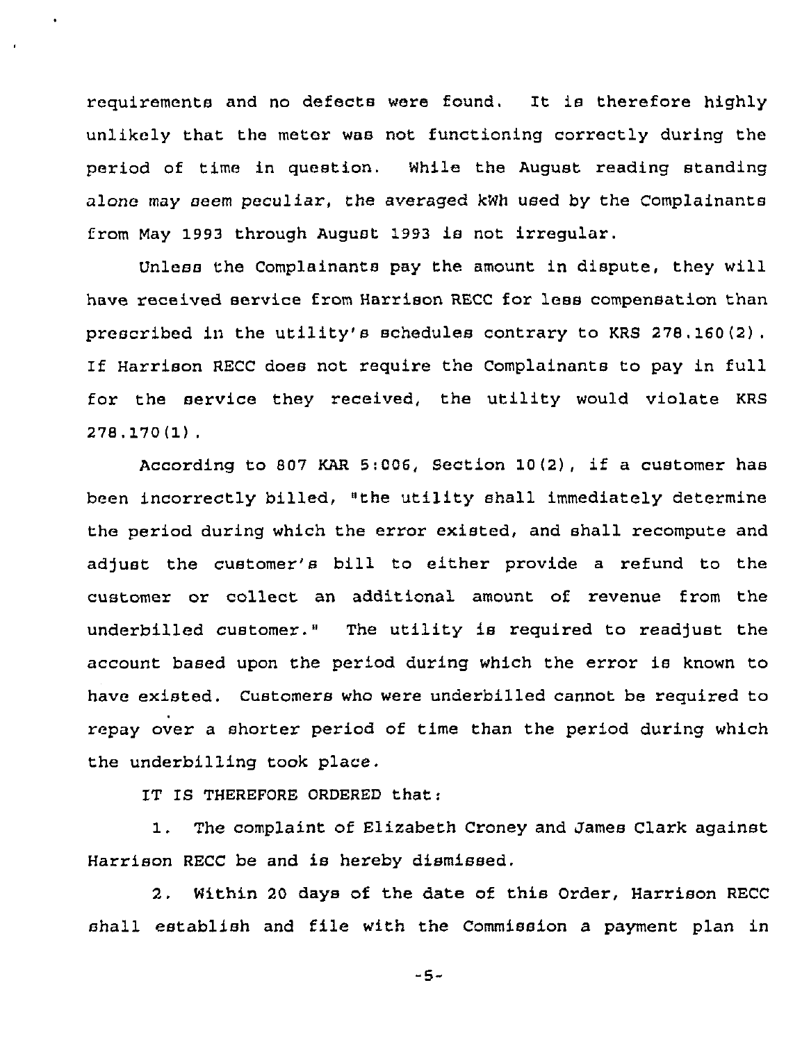requirements and no defects were found. It is therefore highly unlikely that the meter was not functioning correctly during the period of time in question. While the August reading standing alone may seem peculiar, the averaged kWh used by the Complainants from May 1993 through August 1993 is not irregular.

Unless the Complainants pay the amount in dispute, they will have received service from Harrison RECC for less compensation than prescribed in the utility's schedules contrary to KRS 278.160(2). If Harrison RECC does not require the Complainants to pay in full for the service they received, the utility would violate KRS 278.170(1).

According to 807 KAR 5:006, Section 10(2), if a customer has been incorrectly billed, "the utility shall immediately determine the period during which the error existed, and shall recompute and adjust the customer's bill to either provide a refund to the customer or collect an additional amount of revenue from the underbilled customer." The utility is required to readjust the account based upon the period during which the error is known to have existed. Customers who were underbilled cannot be required to repay over a shorter period of time than the period during which the underbilling took place.

IT IS THEREFORE ORDERED that:

1. The complaint of Elizabeth Croney and James Clark against Harrison RECC be and is hereby dismissed.

2. Within 20 days of the date of this Order, Harrison RECC shall establish and file with the Commission a payment plan in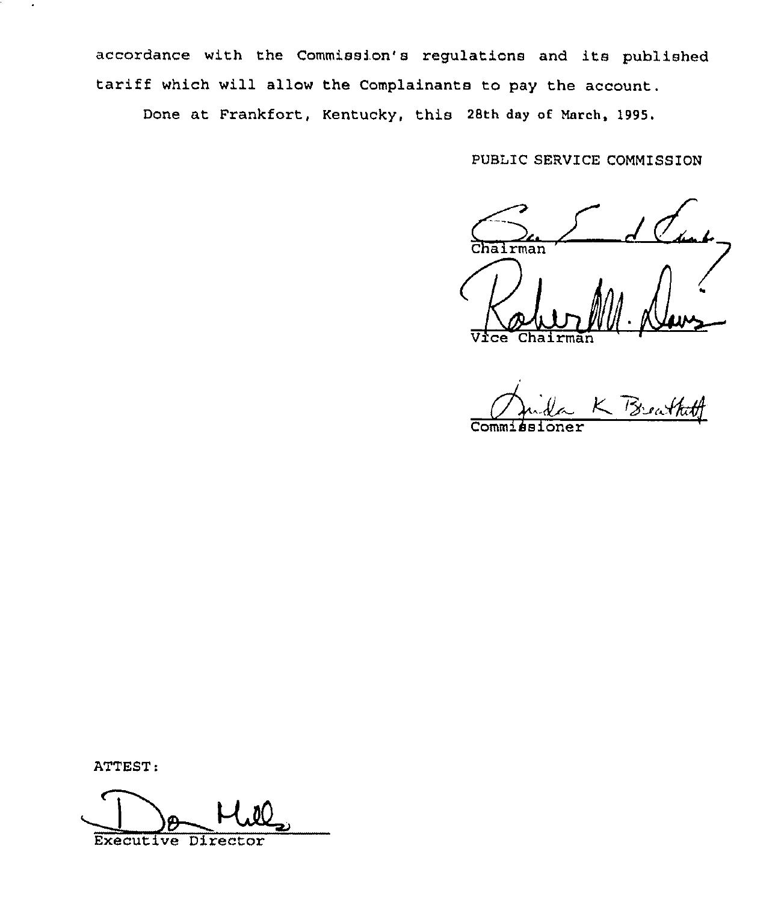accordance with the Commission's regulations and its published tariff which will allow the Complainants to pay the account.

Done at Frankfort, Kentucky, this 28th day of March, 1995.

PUBLIC SERVICE COMMISSION

Chairman

Vice Chairman

Commissioner

ATTEST:

Executive Director